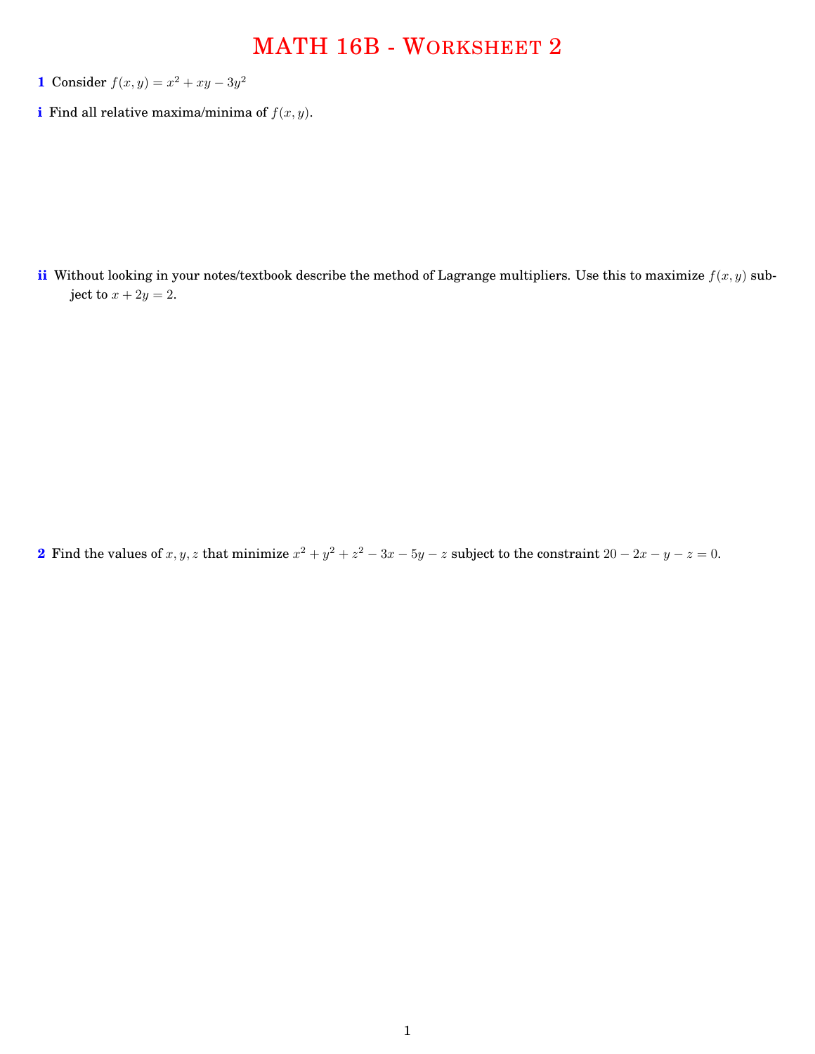# MATH 16B - Worksheet 2

**1** Consider $f(x, y) = x^2 + xy - 3y^2$

**i** Find all relative maxima/minima of $f(x, y)$.

**ii** Without looking in your notes/textbook describe the method of Lagrange multipliers. Use this to maximize $f(x, y)$ subject to $x + 2y = 2$.

**2** Find the values of $x, y, z$ that minimize $x^2 + y^2 + z^2 - 3x - 5y - z$ subject to the constraint $20 - 2x - y - z = 0$.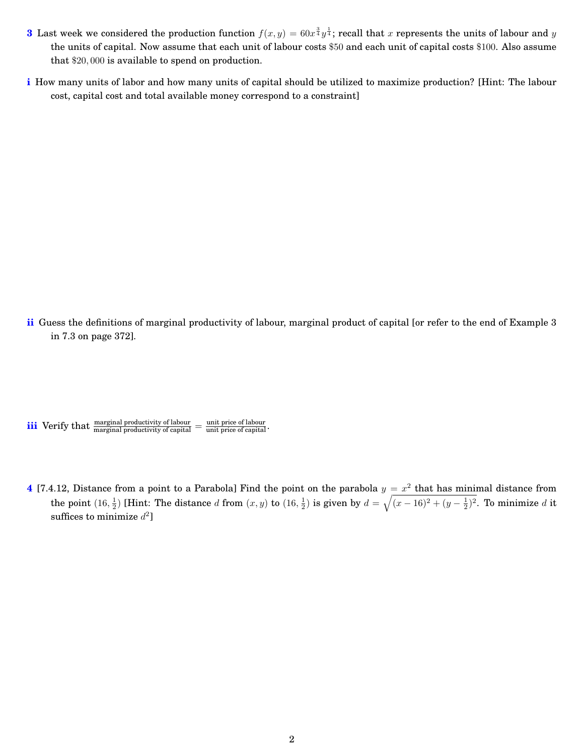**3** Last week we considered the production function $f(x, y) = 60x^{\frac{3}{4}}y^{\frac{1}{4}}$; recall that $x$ represents the units of labour and $y$ the units of capital. Now assume that each unit of labour costs \$50 and each unit of capital costs \$100. Also assume that \$20,000 is available to spend on production.

**i** How many units of labor and how many units of capital should be utilized to maximize production? [Hint: The labour cost, capital cost and total available money correspond to a constraint]

**ii** Guess the definitions of marginal productivity of labour, marginal product of capital [or refer to the end of Example 3 in 7.3 on page 372].

**iii** Verify that $\frac{\text{marginal productivity of labour}}{\text{marginal productivity of capital}} = \frac{\text{unit price of labour}}{\text{unit price of capital}}$.

**4** [7.4.12, Distance from a point to a Parabola] Find the point on the parabola $y = x^2$ that has minimal distance from the point $(16, \frac{1}{2})$ [Hint: The distance $d$ from $(x, y)$ to $(16, \frac{1}{2})$ is given by $d = \sqrt{(x-16)^2 + (y - \frac{1}{2})^2}$. To minimize $d$ it suffices to minimize $d^2$]